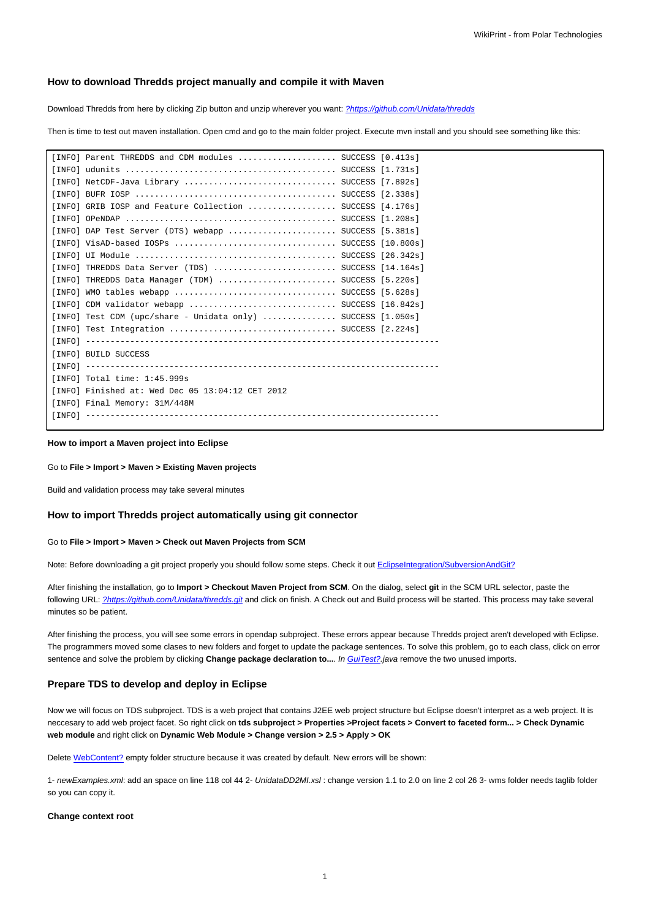### How to download Thredds project manually and compile it with Maven

Download Thredds from here by clicking Zip button and unzip wherever you want: [?https://github.com/Unidata/thredds](https://github.com/Unidata/thredds)

Then is time to test out maven installation. Open cmd and go to the main folder project. Execute mvn install and you should see something like this:

```
[INFO] Parent THREDDS and CDM modules .................... SUCCESS [0.413s]
[INFO] udunits ........................................... SUCCESS [1.731s]
[INFO] NetCDF-Java Library ............................... SUCCESS [7.892s]
[INFO] BUFR IOSP ......................................... SUCCESS [2.338s]
[INFO] GRIB IOSP and Feature Collection .................. SUCCESS [4.176s]
[INFO] OPeNDAP ........................................... SUCCESS [1.208s]
[INFO] DAP Test Server (DTS) webapp ...................... SUCCESS [5.381s]
[INFO] VisAD-based IOSPs ................................. SUCCESS [10.800s]
[INFO] UI Module ......................................... SUCCESS [26.342s]
[INFO] THREDDS Data Server (TDS) ......................... SUCCESS [14.164s]
[INFO] THREDDS Data Manager (TDM) ........................ SUCCESS [5.220s]
[INFO] WMO tables webapp ................................. SUCCESS [5.628s]
[INFO] CDM validator webapp .............................. SUCCESS [16.842s]
[INFO] Test CDM (upc/share - Unidata only) ............... SUCCESS [1.050s]
[INFO] Test Integration .................................. SUCCESS [2.224s]
[INFO] ------------------------------------------------------------------------
[INFO] BUILD SUCCESS
[INFO] ------------------------------------------------------------------------
[INFO] Total time: 1:45.999s
[INFO] Finished at: Wed Dec 05 13:04:12 CET 2012
[INFO] Final Memory: 31M/448M
[INFO] ------------------------------------------------------------------------
```

#### How to import a Maven project into Eclipse

Go to **File > Import > Maven > Existing Maven projects**

Build and validation process may take several minutes

### How to import Thredds project automatically using git connector

Go to **File > Import > Maven > Check out Maven Projects from SCM**

Note: Before downloading a git project properly you should follow some steps. Check it out [EclipseIntegration/SubversionAndGit?](EclipseIntegration/SubversionAndGit)

After finishing the installation, go to **Import > Checkout Maven Project from SCM**. On the dialog, select **git** in the SCM URL selector, paste the following URL: [?https://github.com/Unidata/thredds.git](https://github.com/Unidata/thredds.git) and click on finish. A Check out and Build process will be started. This process may take several minutes so be patient.

After finishing the process, you will see some errors in opendap subproject. These errors appear because Thredds project aren't developed with Eclipse. The programmers moved some clases to new folders and forget to update the package sentences. To solve this problem, go to each class, click on error sentence and solve the problem by clicking **Change package declaration to...**. *In [GuiTest?](GuiTest).java* remove the two unused imports.

### Prepare TDS to develop and deploy in Eclipse

Now we will focus on TDS subproject. TDS is a web project that contains J2EE web project structure but Eclipse doesn't interpret as a web project. It is neccesary to add web project facet. So right click on **tds subproject > Properties >Project facets > Convert to faceted form... > Check Dynamic web module** and right click on **Dynamic Web Module > Change version > 2.5 > Apply > OK**

Delete [WebContent?](WebContent) empty folder structure because it was created by default. New errors will be shown:

1- *newExamples.xml*: add an space on line 118 col 44 2- *UnidataDD2MI.xsl* : change version 1.1 to 2.0 on line 2 col 26 3- wms folder needs taglib folder so you can copy it.

#### Change context root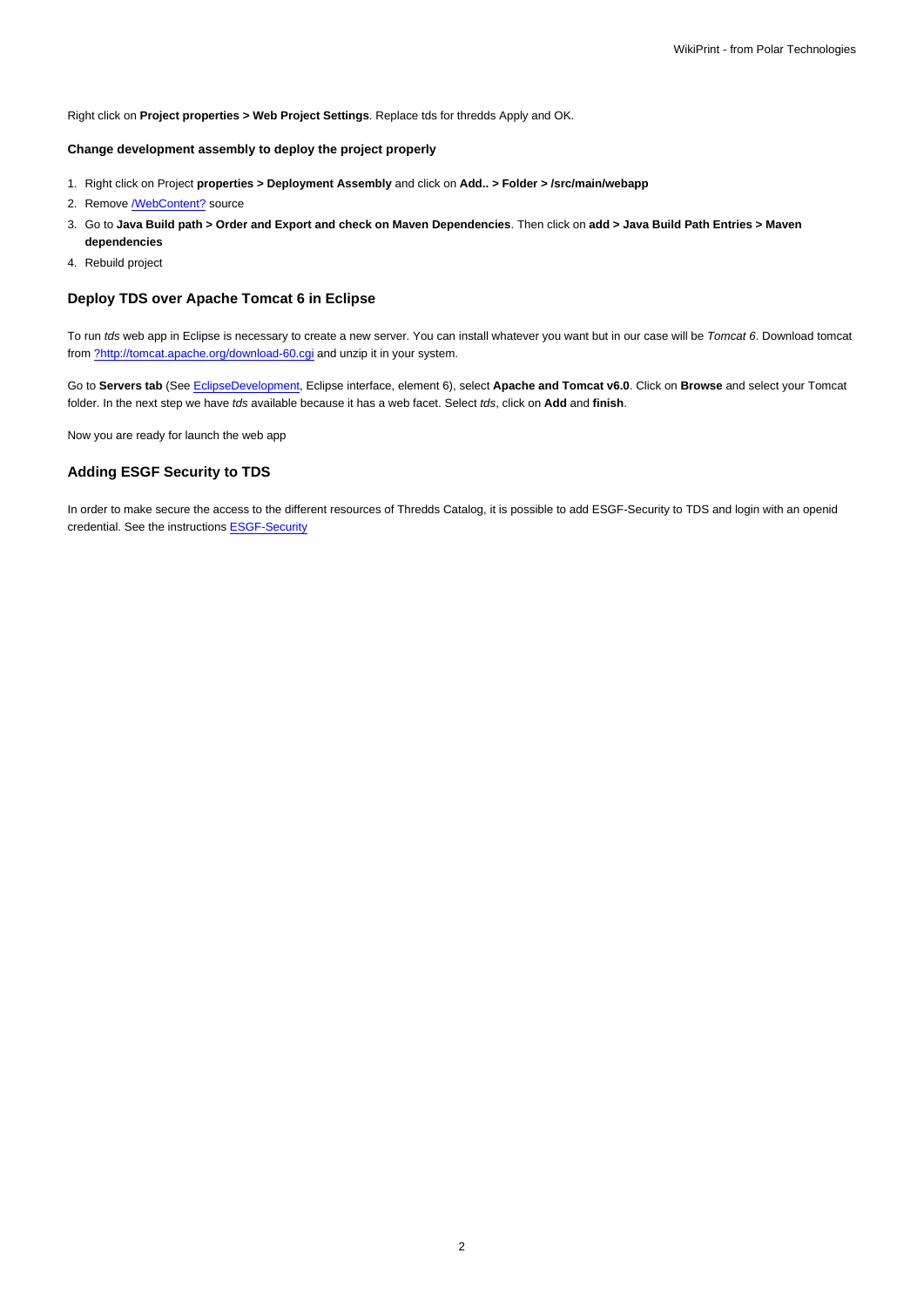Right click on **Project properties > Web Project Settings**. Replace tds for thredds Apply and OK.

#### Change development assembly to deploy the project properly

1. Right click on Project **properties > Deployment Assembly** and click on **Add.. > Folder > /src/main/webapp**
2. Remove /WebContent? source
3. Go to **Java Build path > Order and Export and check on Maven Dependencies**. Then click on **add > Java Build Path Entries > Maven dependencies**
4. Rebuild project

### Deploy TDS over Apache Tomcat 6 in Eclipse

To run *tds* web app in Eclipse is necessary to create a new server. You can install whatever you want but in our case will be *Tomcat 6*. Download tomcat from ?http://tomcat.apache.org/download-60.cgi and unzip it in your system.

Go to **Servers tab** (See EclipseDevelopment, Eclipse interface, element 6), select **Apache and Tomcat v6.0**. Click on **Browse** and select your Tomcat folder. In the next step we have *tds* available because it has a web facet. Select *tds*, click on **Add** and **finish**.

Now you are ready for launch the web app

### Adding ESGF Security to TDS

In order to make secure the access to the different resources of Thredds Catalog, it is possible to add ESGF-Security to TDS and login with an openid credential. See the instructions ESGF-Security